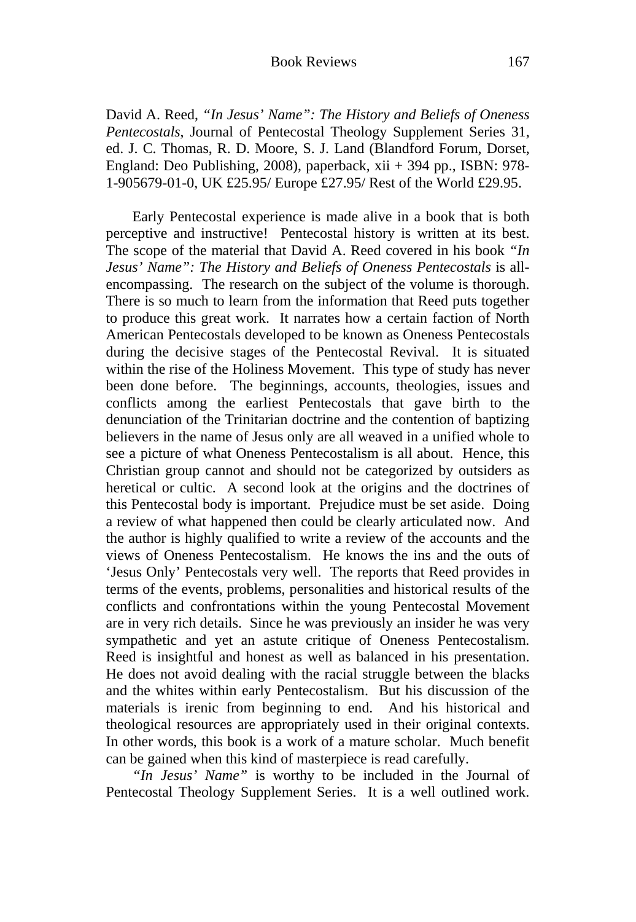David A. Reed, *"In Jesus' Name": The History and Beliefs of Oneness Pentecostals*, Journal of Pentecostal Theology Supplement Series 31, ed. J. C. Thomas, R. D. Moore, S. J. Land (Blandford Forum, Dorset, England: Deo Publishing, 2008), paperback, xii + 394 pp., ISBN: 978-1-905679-01-0, UK £25.95/ Europe £27.95/ Rest of the World £29.95.

Early Pentecostal experience is made alive in a book that is both perceptive and instructive! Pentecostal history is written at its best. The scope of the material that David A. Reed covered in his book *"In Jesus' Name": The History and Beliefs of Oneness Pentecostals* is all-encompassing. The research on the subject of the volume is thorough. There is so much to learn from the information that Reed puts together to produce this great work. It narrates how a certain faction of North American Pentecostals developed to be known as Oneness Pentecostals during the decisive stages of the Pentecostal Revival. It is situated within the rise of the Holiness Movement. This type of study has never been done before. The beginnings, accounts, theologies, issues and conflicts among the earliest Pentecostals that gave birth to the denunciation of the Trinitarian doctrine and the contention of baptizing believers in the name of Jesus only are all weaved in a unified whole to see a picture of what Oneness Pentecostalism is all about. Hence, this Christian group cannot and should not be categorized by outsiders as heretical or cultic. A second look at the origins and the doctrines of this Pentecostal body is important. Prejudice must be set aside. Doing a review of what happened then could be clearly articulated now. And the author is highly qualified to write a review of the accounts and the views of Oneness Pentecostalism. He knows the ins and the outs of 'Jesus Only' Pentecostals very well. The reports that Reed provides in terms of the events, problems, personalities and historical results of the conflicts and confrontations within the young Pentecostal Movement are in very rich details. Since he was previously an insider he was very sympathetic and yet an astute critique of Oneness Pentecostalism. Reed is insightful and honest as well as balanced in his presentation. He does not avoid dealing with the racial struggle between the blacks and the whites within early Pentecostalism. But his discussion of the materials is irenic from beginning to end. And his historical and theological resources are appropriately used in their original contexts. In other words, this book is a work of a mature scholar. Much benefit can be gained when this kind of masterpiece is read carefully.

*"In Jesus' Name"* is worthy to be included in the Journal of Pentecostal Theology Supplement Series. It is a well outlined work.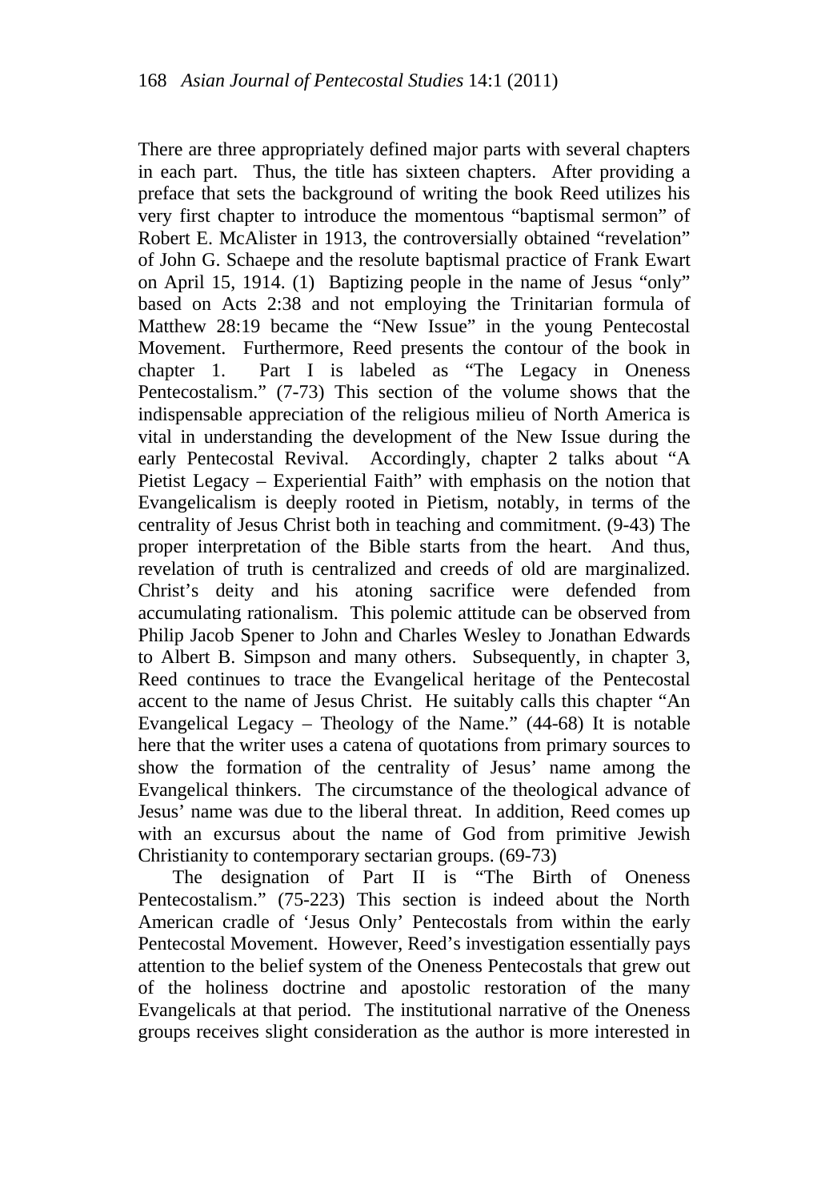There are three appropriately defined major parts with several chapters in each part. Thus, the title has sixteen chapters. After providing a preface that sets the background of writing the book Reed utilizes his very first chapter to introduce the momentous "baptismal sermon" of Robert E. McAlister in 1913, the controversially obtained "revelation" of John G. Schaepe and the resolute baptismal practice of Frank Ewart on April 15, 1914. (1) Baptizing people in the name of Jesus "only" based on Acts 2:38 and not employing the Trinitarian formula of Matthew 28:19 became the "New Issue" in the young Pentecostal Movement. Furthermore, Reed presents the contour of the book in chapter 1. Part I is labeled as "The Legacy in Oneness Pentecostalism." (7-73) This section of the volume shows that the indispensable appreciation of the religious milieu of North America is vital in understanding the development of the New Issue during the early Pentecostal Revival. Accordingly, chapter 2 talks about "A Pietist Legacy – Experiential Faith" with emphasis on the notion that Evangelicalism is deeply rooted in Pietism, notably, in terms of the centrality of Jesus Christ both in teaching and commitment. (9-43) The proper interpretation of the Bible starts from the heart. And thus, revelation of truth is centralized and creeds of old are marginalized. Christ's deity and his atoning sacrifice were defended from accumulating rationalism. This polemic attitude can be observed from Philip Jacob Spener to John and Charles Wesley to Jonathan Edwards to Albert B. Simpson and many others. Subsequently, in chapter 3, Reed continues to trace the Evangelical heritage of the Pentecostal accent to the name of Jesus Christ. He suitably calls this chapter "An Evangelical Legacy – Theology of the Name." (44-68) It is notable here that the writer uses a catena of quotations from primary sources to show the formation of the centrality of Jesus' name among the Evangelical thinkers. The circumstance of the theological advance of Jesus' name was due to the liberal threat. In addition, Reed comes up with an excursus about the name of God from primitive Jewish Christianity to contemporary sectarian groups. (69-73)

The designation of Part II is "The Birth of Oneness Pentecostalism." (75-223) This section is indeed about the North American cradle of 'Jesus Only' Pentecostals from within the early Pentecostal Movement. However, Reed's investigation essentially pays attention to the belief system of the Oneness Pentecostals that grew out of the holiness doctrine and apostolic restoration of the many Evangelicals at that period. The institutional narrative of the Oneness groups receives slight consideration as the author is more interested in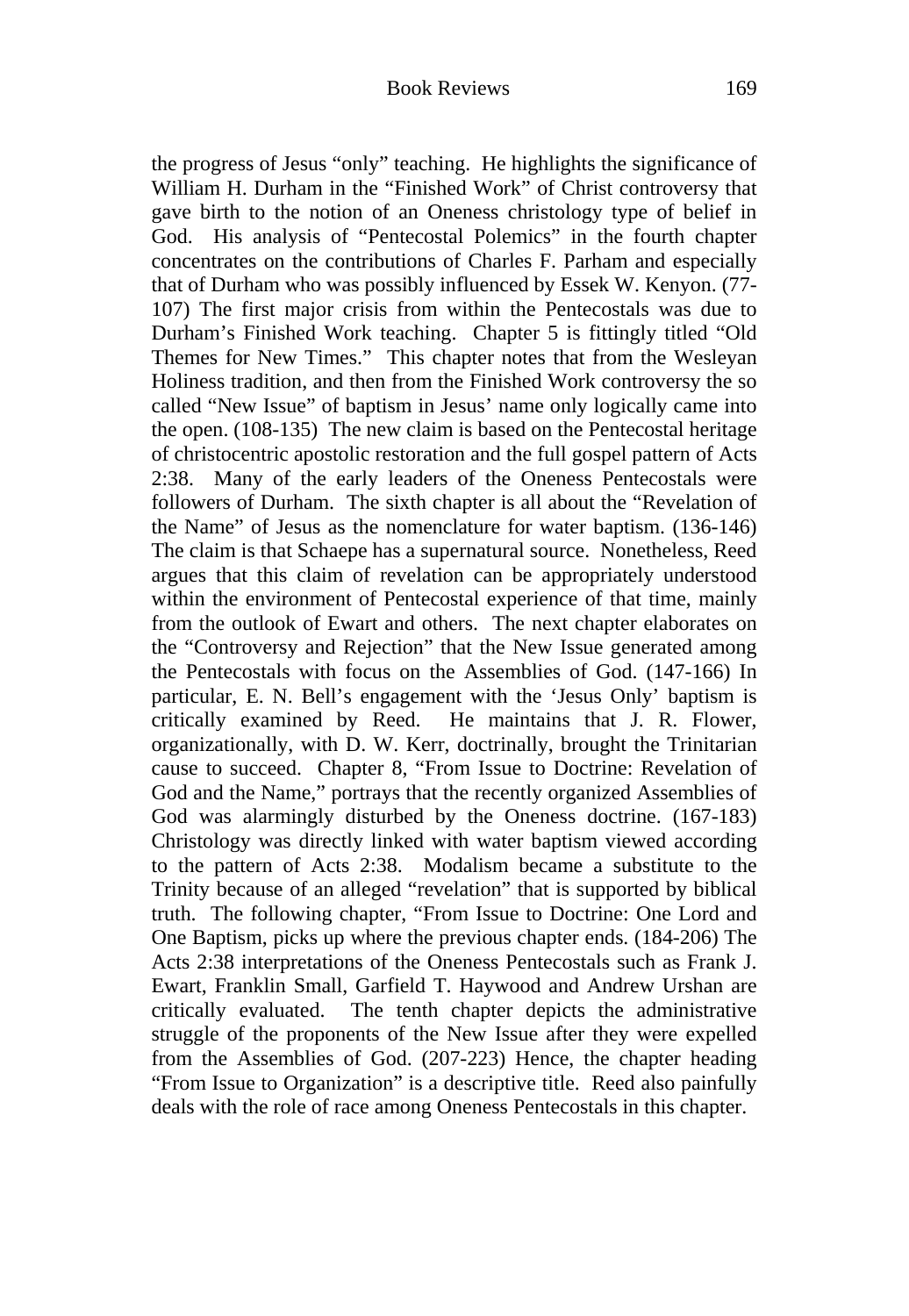the progress of Jesus "only" teaching. He highlights the significance of William H. Durham in the "Finished Work" of Christ controversy that gave birth to the notion of an Oneness christology type of belief in God. His analysis of "Pentecostal Polemics" in the fourth chapter concentrates on the contributions of Charles F. Parham and especially that of Durham who was possibly influenced by Essek W. Kenyon. (77-107) The first major crisis from within the Pentecostals was due to Durham's Finished Work teaching. Chapter 5 is fittingly titled "Old Themes for New Times." This chapter notes that from the Wesleyan Holiness tradition, and then from the Finished Work controversy the so called "New Issue" of baptism in Jesus' name only logically came into the open. (108-135) The new claim is based on the Pentecostal heritage of christocentric apostolic restoration and the full gospel pattern of Acts 2:38. Many of the early leaders of the Oneness Pentecostals were followers of Durham. The sixth chapter is all about the "Revelation of the Name" of Jesus as the nomenclature for water baptism. (136-146) The claim is that Schaepe has a supernatural source. Nonetheless, Reed argues that this claim of revelation can be appropriately understood within the environment of Pentecostal experience of that time, mainly from the outlook of Ewart and others. The next chapter elaborates on the "Controversy and Rejection" that the New Issue generated among the Pentecostals with focus on the Assemblies of God. (147-166) In particular, E. N. Bell's engagement with the 'Jesus Only' baptism is critically examined by Reed. He maintains that J. R. Flower, organizationally, with D. W. Kerr, doctrinally, brought the Trinitarian cause to succeed. Chapter 8, "From Issue to Doctrine: Revelation of God and the Name," portrays that the recently organized Assemblies of God was alarmingly disturbed by the Oneness doctrine. (167-183) Christology was directly linked with water baptism viewed according to the pattern of Acts 2:38. Modalism became a substitute to the Trinity because of an alleged "revelation" that is supported by biblical truth. The following chapter, "From Issue to Doctrine: One Lord and One Baptism, picks up where the previous chapter ends. (184-206) The Acts 2:38 interpretations of the Oneness Pentecostals such as Frank J. Ewart, Franklin Small, Garfield T. Haywood and Andrew Urshan are critically evaluated. The tenth chapter depicts the administrative struggle of the proponents of the New Issue after they were expelled from the Assemblies of God. (207-223) Hence, the chapter heading "From Issue to Organization" is a descriptive title. Reed also painfully deals with the role of race among Oneness Pentecostals in this chapter.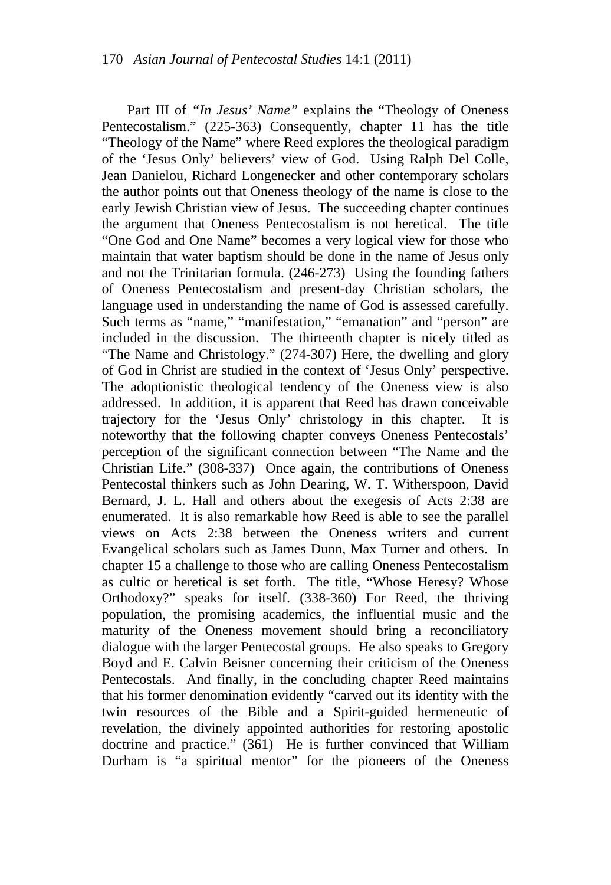Part III of *"In Jesus' Name"* explains the "Theology of Oneness Pentecostalism." (225-363) Consequently, chapter 11 has the title "Theology of the Name" where Reed explores the theological paradigm of the 'Jesus Only' believers' view of God. Using Ralph Del Colle, Jean Danielou, Richard Longenecker and other contemporary scholars the author points out that Oneness theology of the name is close to the early Jewish Christian view of Jesus. The succeeding chapter continues the argument that Oneness Pentecostalism is not heretical. The title "One God and One Name" becomes a very logical view for those who maintain that water baptism should be done in the name of Jesus only and not the Trinitarian formula. (246-273) Using the founding fathers of Oneness Pentecostalism and present-day Christian scholars, the language used in understanding the name of God is assessed carefully. Such terms as "name," "manifestation," "emanation" and "person" are included in the discussion. The thirteenth chapter is nicely titled as "The Name and Christology." (274-307) Here, the dwelling and glory of God in Christ are studied in the context of 'Jesus Only' perspective. The adoptionistic theological tendency of the Oneness view is also addressed. In addition, it is apparent that Reed has drawn conceivable trajectory for the 'Jesus Only' christology in this chapter. It is noteworthy that the following chapter conveys Oneness Pentecostals' perception of the significant connection between "The Name and the Christian Life." (308-337) Once again, the contributions of Oneness Pentecostal thinkers such as John Dearing, W. T. Witherspoon, David Bernard, J. L. Hall and others about the exegesis of Acts 2:38 are enumerated. It is also remarkable how Reed is able to see the parallel views on Acts 2:38 between the Oneness writers and current Evangelical scholars such as James Dunn, Max Turner and others. In chapter 15 a challenge to those who are calling Oneness Pentecostalism as cultic or heretical is set forth. The title, "Whose Heresy? Whose Orthodoxy?" speaks for itself. (338-360) For Reed, the thriving population, the promising academics, the influential music and the maturity of the Oneness movement should bring a reconciliatory dialogue with the larger Pentecostal groups. He also speaks to Gregory Boyd and E. Calvin Beisner concerning their criticism of the Oneness Pentecostals. And finally, in the concluding chapter Reed maintains that his former denomination evidently "carved out its identity with the twin resources of the Bible and a Spirit-guided hermeneutic of revelation, the divinely appointed authorities for restoring apostolic doctrine and practice." (361) He is further convinced that William Durham is "a spiritual mentor" for the pioneers of the Oneness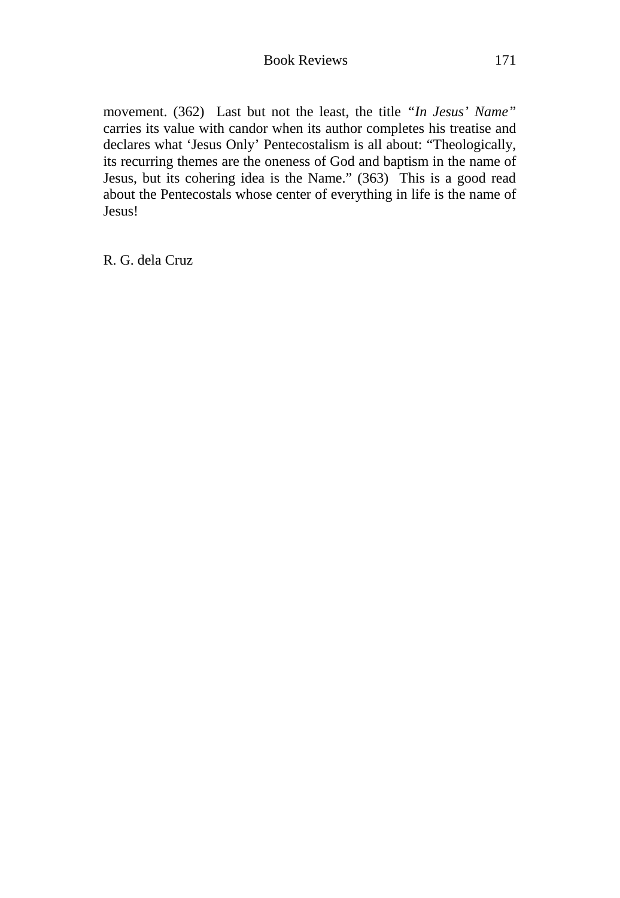movement. (362) Last but not the least, the title *"In Jesus' Name"* carries its value with candor when its author completes his treatise and declares what 'Jesus Only' Pentecostalism is all about: "Theologically, its recurring themes are the oneness of God and baptism in the name of Jesus, but its cohering idea is the Name." (363) This is a good read about the Pentecostals whose center of everything in life is the name of Jesus!

R. G. dela Cruz